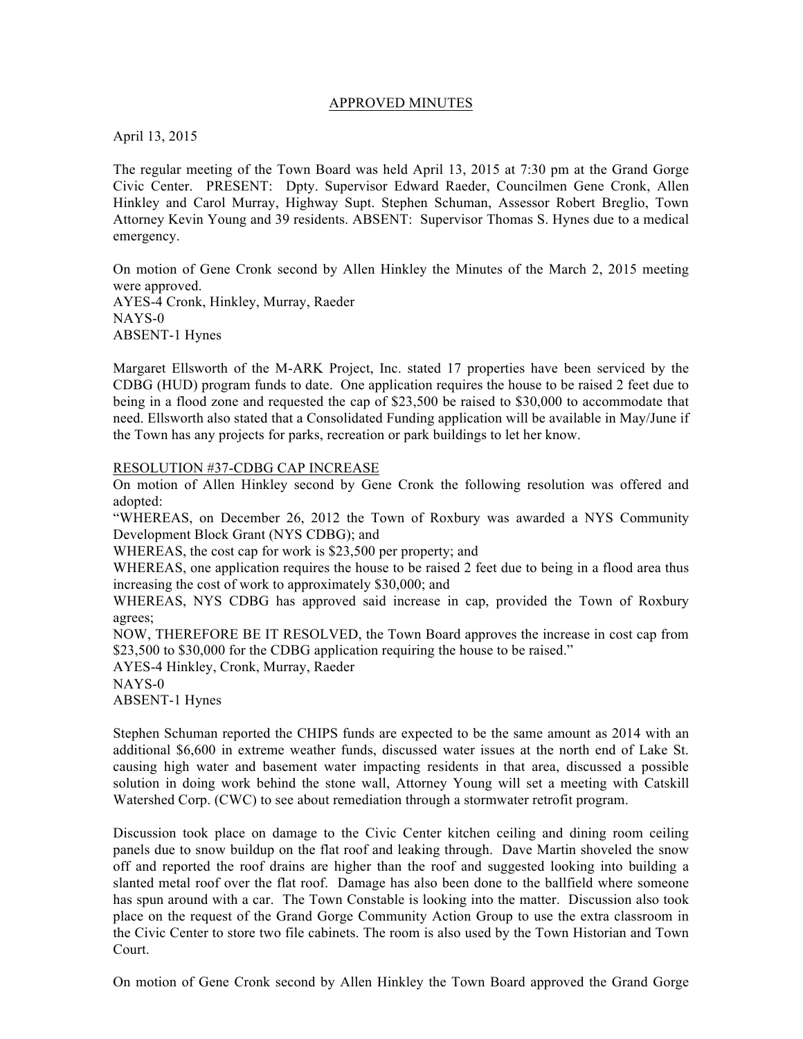APPROVED MINUTES

April 13, 2015

The regular meeting of the Town Board was held April 13, 2015 at 7:30 pm at the Grand Gorge Civic Center. PRESENT: Dpty. Supervisor Edward Raeder, Councilmen Gene Cronk, Allen Hinkley and Carol Murray, Highway Supt. Stephen Schuman, Assessor Robert Breglio, Town Attorney Kevin Young and 39 residents. ABSENT: Supervisor Thomas S. Hynes due to a medical emergency.

On motion of Gene Cronk second by Allen Hinkley the Minutes of the March 2, 2015 meeting were approved.
AYES-4 Cronk, Hinkley, Murray, Raeder
NAYS-0
ABSENT-1 Hynes

Margaret Ellsworth of the M-ARK Project, Inc. stated 17 properties have been serviced by the CDBG (HUD) program funds to date. One application requires the house to be raised 2 feet due to being in a flood zone and requested the cap of $23,500 be raised to $30,000 to accommodate that need. Ellsworth also stated that a Consolidated Funding application will be available in May/June if the Town has any projects for parks, recreation or park buildings to let her know.

RESOLUTION #37-CDBG CAP INCREASE
On motion of Allen Hinkley second by Gene Cronk the following resolution was offered and adopted:
"WHEREAS, on December 26, 2012 the Town of Roxbury was awarded a NYS Community Development Block Grant (NYS CDBG); and
WHEREAS, the cost cap for work is $23,500 per property; and
WHEREAS, one application requires the house to be raised 2 feet due to being in a flood area thus increasing the cost of work to approximately $30,000; and
WHEREAS, NYS CDBG has approved said increase in cap, provided the Town of Roxbury agrees;
NOW, THEREFORE BE IT RESOLVED, the Town Board approves the increase in cost cap from $23,500 to $30,000 for the CDBG application requiring the house to be raised."
AYES-4 Hinkley, Cronk, Murray, Raeder
NAYS-0
ABSENT-1 Hynes

Stephen Schuman reported the CHIPS funds are expected to be the same amount as 2014 with an additional $6,600 in extreme weather funds, discussed water issues at the north end of Lake St. causing high water and basement water impacting residents in that area, discussed a possible solution in doing work behind the stone wall, Attorney Young will set a meeting with Catskill Watershed Corp. (CWC) to see about remediation through a stormwater retrofit program.

Discussion took place on damage to the Civic Center kitchen ceiling and dining room ceiling panels due to snow buildup on the flat roof and leaking through. Dave Martin shoveled the snow off and reported the roof drains are higher than the roof and suggested looking into building a slanted metal roof over the flat roof. Damage has also been done to the ballfield where someone has spun around with a car. The Town Constable is looking into the matter. Discussion also took place on the request of the Grand Gorge Community Action Group to use the extra classroom in the Civic Center to store two file cabinets. The room is also used by the Town Historian and Town Court.

On motion of Gene Cronk second by Allen Hinkley the Town Board approved the Grand Gorge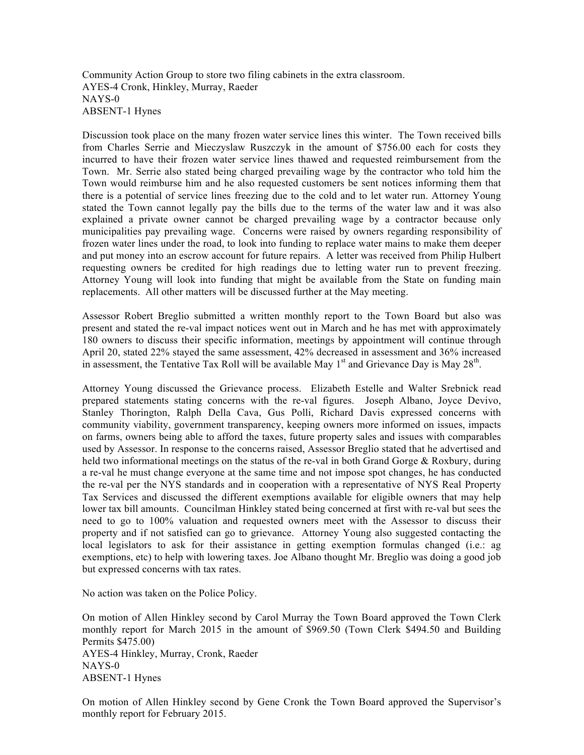Community Action Group to store two filing cabinets in the extra classroom.
AYES-4 Cronk, Hinkley, Murray, Raeder
NAYS-0
ABSENT-1 Hynes

Discussion took place on the many frozen water service lines this winter. The Town received bills from Charles Serrie and Mieczyslaw Ruszczyk in the amount of $756.00 each for costs they incurred to have their frozen water service lines thawed and requested reimbursement from the Town. Mr. Serrie also stated being charged prevailing wage by the contractor who told him the Town would reimburse him and he also requested customers be sent notices informing them that there is a potential of service lines freezing due to the cold and to let water run. Attorney Young stated the Town cannot legally pay the bills due to the terms of the water law and it was also explained a private owner cannot be charged prevailing wage by a contractor because only municipalities pay prevailing wage. Concerns were raised by owners regarding responsibility of frozen water lines under the road, to look into funding to replace water mains to make them deeper and put money into an escrow account for future repairs. A letter was received from Philip Hulbert requesting owners be credited for high readings due to letting water run to prevent freezing. Attorney Young will look into funding that might be available from the State on funding main replacements. All other matters will be discussed further at the May meeting.

Assessor Robert Breglio submitted a written monthly report to the Town Board but also was present and stated the re-val impact notices went out in March and he has met with approximately 180 owners to discuss their specific information, meetings by appointment will continue through April 20, stated 22% stayed the same assessment, 42% decreased in assessment and 36% increased in assessment, the Tentative Tax Roll will be available May 1st and Grievance Day is May 28th.

Attorney Young discussed the Grievance process. Elizabeth Estelle and Walter Srebnick read prepared statements stating concerns with the re-val figures. Joseph Albano, Joyce Devivo, Stanley Thorington, Ralph Della Cava, Gus Polli, Richard Davis expressed concerns with community viability, government transparency, keeping owners more informed on issues, impacts on farms, owners being able to afford the taxes, future property sales and issues with comparables used by Assessor. In response to the concerns raised, Assessor Breglio stated that he advertised and held two informational meetings on the status of the re-val in both Grand Gorge & Roxbury, during a re-val he must change everyone at the same time and not impose spot changes, he has conducted the re-val per the NYS standards and in cooperation with a representative of NYS Real Property Tax Services and discussed the different exemptions available for eligible owners that may help lower tax bill amounts. Councilman Hinkley stated being concerned at first with re-val but sees the need to go to 100% valuation and requested owners meet with the Assessor to discuss their property and if not satisfied can go to grievance. Attorney Young also suggested contacting the local legislators to ask for their assistance in getting exemption formulas changed (i.e.: ag exemptions, etc) to help with lowering taxes. Joe Albano thought Mr. Breglio was doing a good job but expressed concerns with tax rates.

No action was taken on the Police Policy.

On motion of Allen Hinkley second by Carol Murray the Town Board approved the Town Clerk monthly report for March 2015 in the amount of $969.50 (Town Clerk $494.50 and Building Permits $475.00)
AYES-4 Hinkley, Murray, Cronk, Raeder
NAYS-0
ABSENT-1 Hynes

On motion of Allen Hinkley second by Gene Cronk the Town Board approved the Supervisor's monthly report for February 2015.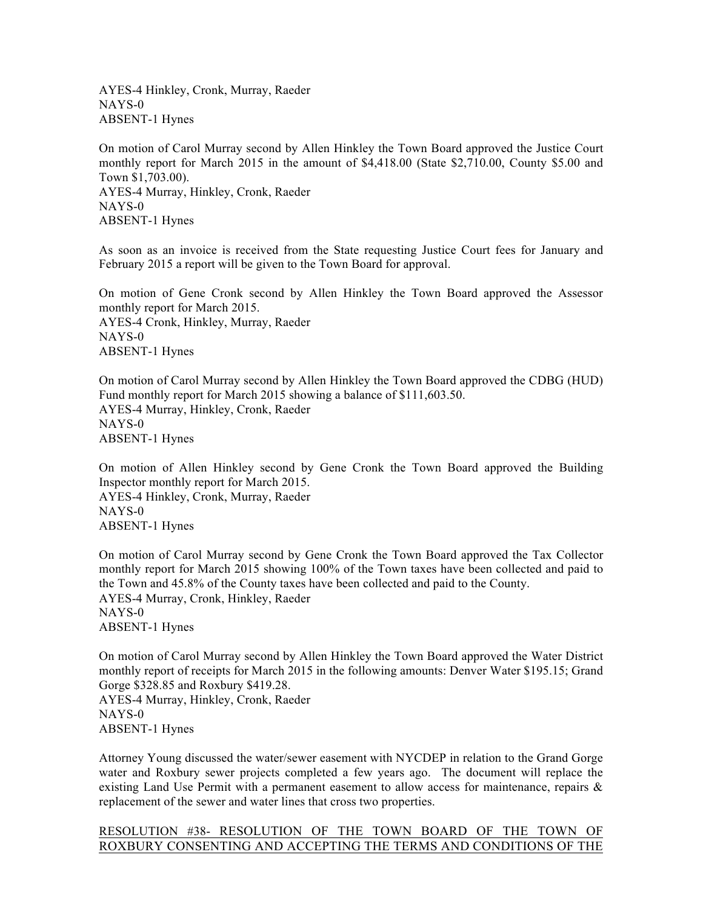AYES-4 Hinkley, Cronk, Murray, Raeder
NAYS-0
ABSENT-1 Hynes

On motion of Carol Murray second by Allen Hinkley the Town Board approved the Justice Court monthly report for March 2015 in the amount of $4,418.00 (State $2,710.00, County $5.00 and Town $1,703.00).
AYES-4 Murray, Hinkley, Cronk, Raeder
NAYS-0
ABSENT-1 Hynes

As soon as an invoice is received from the State requesting Justice Court fees for January and February 2015 a report will be given to the Town Board for approval.

On motion of Gene Cronk second by Allen Hinkley the Town Board approved the Assessor monthly report for March 2015.
AYES-4 Cronk, Hinkley, Murray, Raeder
NAYS-0
ABSENT-1 Hynes

On motion of Carol Murray second by Allen Hinkley the Town Board approved the CDBG (HUD) Fund monthly report for March 2015 showing a balance of $111,603.50.
AYES-4 Murray, Hinkley, Cronk, Raeder
NAYS-0
ABSENT-1 Hynes

On motion of Allen Hinkley second by Gene Cronk the Town Board approved the Building Inspector monthly report for March 2015.
AYES-4 Hinkley, Cronk, Murray, Raeder
NAYS-0
ABSENT-1 Hynes

On motion of Carol Murray second by Gene Cronk the Town Board approved the Tax Collector monthly report for March 2015 showing 100% of the Town taxes have been collected and paid to the Town and 45.8% of the County taxes have been collected and paid to the County.
AYES-4 Murray, Cronk, Hinkley, Raeder
NAYS-0
ABSENT-1 Hynes

On motion of Carol Murray second by Allen Hinkley the Town Board approved the Water District monthly report of receipts for March 2015 in the following amounts: Denver Water $195.15; Grand Gorge $328.85 and Roxbury $419.28.
AYES-4 Murray, Hinkley, Cronk, Raeder
NAYS-0
ABSENT-1 Hynes

Attorney Young discussed the water/sewer easement with NYCDEP in relation to the Grand Gorge water and Roxbury sewer projects completed a few years ago. The document will replace the existing Land Use Permit with a permanent easement to allow access for maintenance, repairs & replacement of the sewer and water lines that cross two properties.

RESOLUTION #38- RESOLUTION OF THE TOWN BOARD OF THE TOWN OF ROXBURY CONSENTING AND ACCEPTING THE TERMS AND CONDITIONS OF THE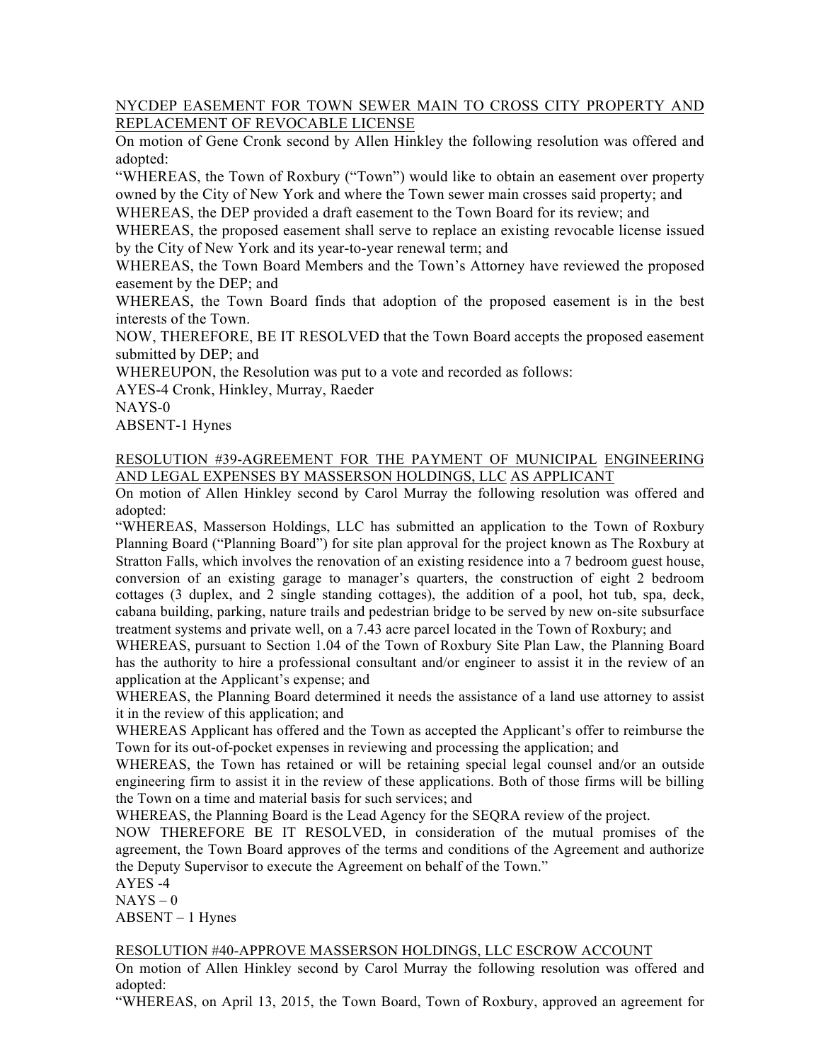<u>NYCDEP EASEMENT FOR TOWN SEWER MAIN TO CROSS CITY PROPERTY AND REPLACEMENT OF REVOCABLE LICENSE</u>

On motion of Gene Cronk second by Allen Hinkley the following resolution was offered and adopted:

"WHEREAS, the Town of Roxbury ("Town") would like to obtain an easement over property owned by the City of New York and where the Town sewer main crosses said property; and

WHEREAS, the DEP provided a draft easement to the Town Board for its review; and

WHEREAS, the proposed easement shall serve to replace an existing revocable license issued by the City of New York and its year-to-year renewal term; and

WHEREAS, the Town Board Members and the Town's Attorney have reviewed the proposed easement by the DEP; and

WHEREAS, the Town Board finds that adoption of the proposed easement is in the best interests of the Town.

NOW, THEREFORE, BE IT RESOLVED that the Town Board accepts the proposed easement submitted by DEP; and

WHEREUPON, the Resolution was put to a vote and recorded as follows:

AYES-4 Cronk, Hinkley, Murray, Raeder

NAYS-0

ABSENT-1 Hynes

<u>RESOLUTION #39-AGREEMENT FOR THE PAYMENT OF MUNICIPAL ENGINEERING AND LEGAL EXPENSES BY MASSERSON HOLDINGS, LLC AS APPLICANT</u>

On motion of Allen Hinkley second by Carol Murray the following resolution was offered and adopted:

"WHEREAS, Masserson Holdings, LLC has submitted an application to the Town of Roxbury Planning Board ("Planning Board") for site plan approval for the project known as The Roxbury at Stratton Falls, which involves the renovation of an existing residence into a 7 bedroom guest house, conversion of an existing garage to manager's quarters, the construction of eight 2 bedroom cottages (3 duplex, and 2 single standing cottages), the addition of a pool, hot tub, spa, deck, cabana building, parking, nature trails and pedestrian bridge to be served by new on-site subsurface treatment systems and private well, on a 7.43 acre parcel located in the Town of Roxbury; and

WHEREAS, pursuant to Section 1.04 of the Town of Roxbury Site Plan Law, the Planning Board has the authority to hire a professional consultant and/or engineer to assist it in the review of an application at the Applicant's expense; and

WHEREAS, the Planning Board determined it needs the assistance of a land use attorney to assist it in the review of this application; and

WHEREAS Applicant has offered and the Town as accepted the Applicant's offer to reimburse the Town for its out-of-pocket expenses in reviewing and processing the application; and

WHEREAS, the Town has retained or will be retaining special legal counsel and/or an outside engineering firm to assist it in the review of these applications. Both of those firms will be billing the Town on a time and material basis for such services; and

WHEREAS, the Planning Board is the Lead Agency for the SEQRA review of the project.

NOW THEREFORE BE IT RESOLVED, in consideration of the mutual promises of the agreement, the Town Board approves of the terms and conditions of the Agreement and authorize the Deputy Supervisor to execute the Agreement on behalf of the Town."

AYES -4

NAYS – 0

ABSENT – 1 Hynes

<u>RESOLUTION #40-APPROVE MASSERSON HOLDINGS, LLC ESCROW ACCOUNT</u>

On motion of Allen Hinkley second by Carol Murray the following resolution was offered and adopted:

"WHEREAS, on April 13, 2015, the Town Board, Town of Roxbury, approved an agreement for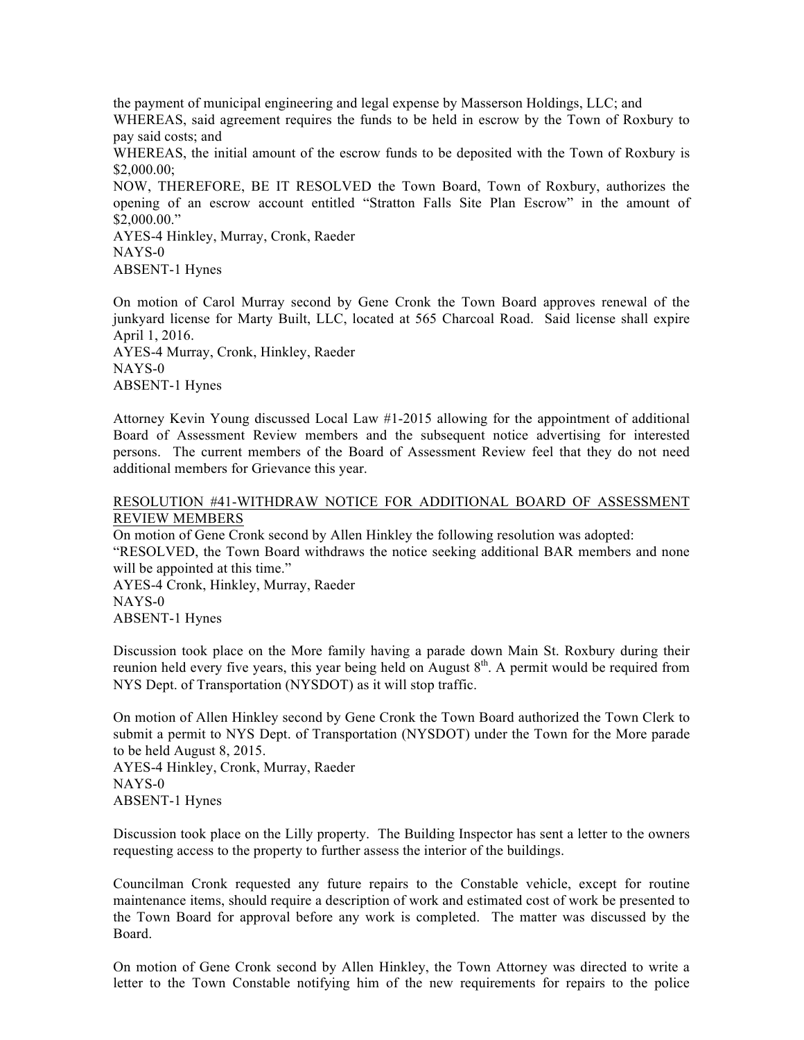the payment of municipal engineering and legal expense by Masserson Holdings, LLC; and
WHEREAS, said agreement requires the funds to be held in escrow by the Town of Roxbury to pay said costs; and
WHEREAS, the initial amount of the escrow funds to be deposited with the Town of Roxbury is $2,000.00;
NOW, THEREFORE, BE IT RESOLVED the Town Board, Town of Roxbury, authorizes the opening of an escrow account entitled "Stratton Falls Site Plan Escrow" in the amount of $2,000.00."
AYES-4 Hinkley, Murray, Cronk, Raeder
NAYS-0
ABSENT-1 Hynes

On motion of Carol Murray second by Gene Cronk the Town Board approves renewal of the junkyard license for Marty Built, LLC, located at 565 Charcoal Road. Said license shall expire April 1, 2016.
AYES-4 Murray, Cronk, Hinkley, Raeder
NAYS-0
ABSENT-1 Hynes

Attorney Kevin Young discussed Local Law #1-2015 allowing for the appointment of additional Board of Assessment Review members and the subsequent notice advertising for interested persons. The current members of the Board of Assessment Review feel that they do not need additional members for Grievance this year.

RESOLUTION #41-WITHDRAW NOTICE FOR ADDITIONAL BOARD OF ASSESSMENT REVIEW MEMBERS
On motion of Gene Cronk second by Allen Hinkley the following resolution was adopted:
"RESOLVED, the Town Board withdraws the notice seeking additional BAR members and none will be appointed at this time."
AYES-4 Cronk, Hinkley, Murray, Raeder
NAYS-0
ABSENT-1 Hynes

Discussion took place on the More family having a parade down Main St. Roxbury during their reunion held every five years, this year being held on August 8th. A permit would be required from NYS Dept. of Transportation (NYSDOT) as it will stop traffic.

On motion of Allen Hinkley second by Gene Cronk the Town Board authorized the Town Clerk to submit a permit to NYS Dept. of Transportation (NYSDOT) under the Town for the More parade to be held August 8, 2015.
AYES-4 Hinkley, Cronk, Murray, Raeder
NAYS-0
ABSENT-1 Hynes

Discussion took place on the Lilly property. The Building Inspector has sent a letter to the owners requesting access to the property to further assess the interior of the buildings.

Councilman Cronk requested any future repairs to the Constable vehicle, except for routine maintenance items, should require a description of work and estimated cost of work be presented to the Town Board for approval before any work is completed. The matter was discussed by the Board.

On motion of Gene Cronk second by Allen Hinkley, the Town Attorney was directed to write a letter to the Town Constable notifying him of the new requirements for repairs to the police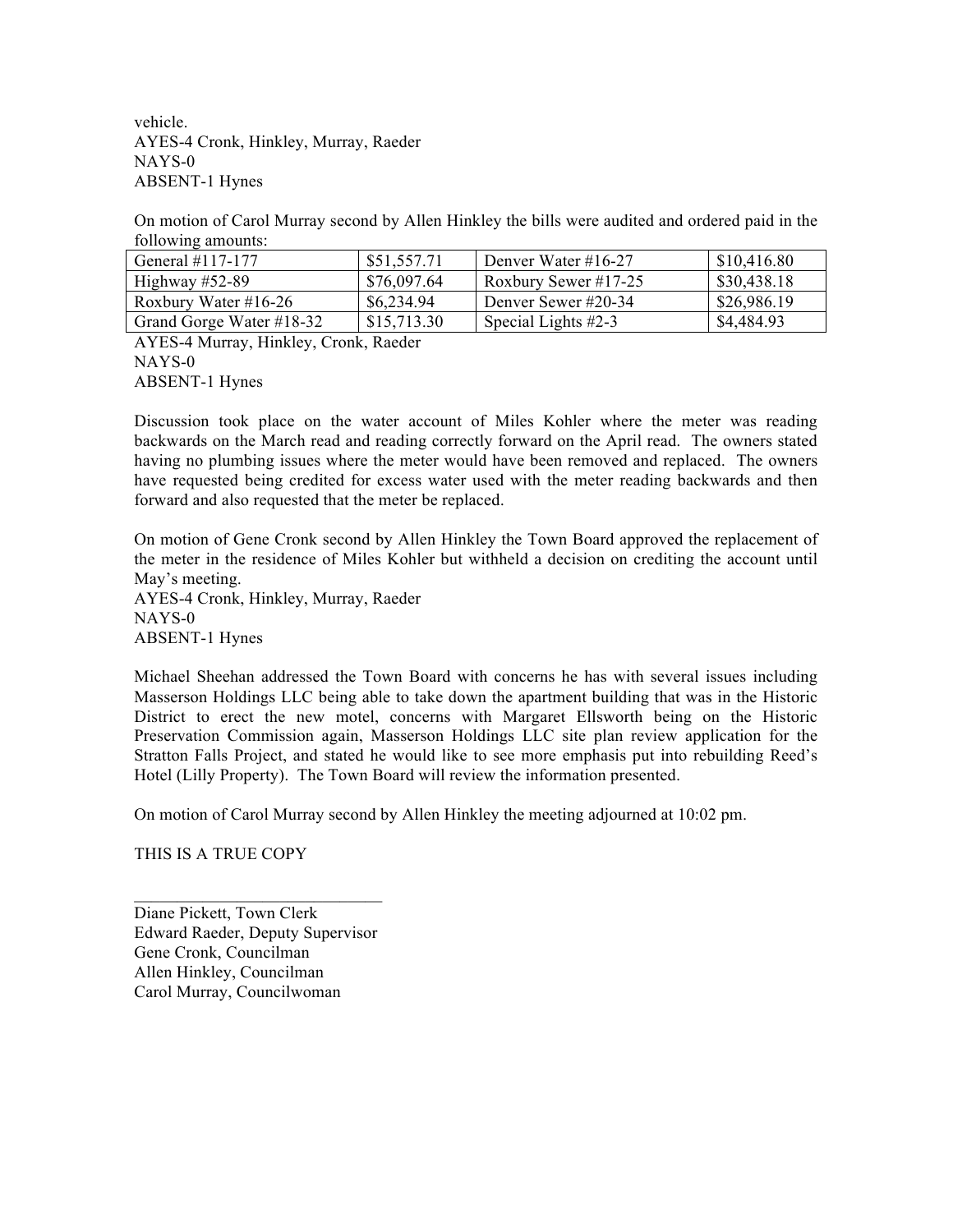vehicle.
AYES-4 Cronk, Hinkley, Murray, Raeder
NAYS-0
ABSENT-1 Hynes

On motion of Carol Murray second by Allen Hinkley the bills were audited and ordered paid in the following amounts:

| | | | |
|---|---|---|---|
| General #117-177 | $51,557.71 | Denver Water #16-27 | $10,416.80 |
| Highway #52-89 | $76,097.64 | Roxbury Sewer #17-25 | $30,438.18 |
| Roxbury Water #16-26 | $6,234.94 | Denver Sewer #20-34 | $26,986.19 |
| Grand Gorge Water #18-32 | $15,713.30 | Special Lights #2-3 | $4,484.93 |

AYES-4 Murray, Hinkley, Cronk, Raeder
NAYS-0
ABSENT-1 Hynes

Discussion took place on the water account of Miles Kohler where the meter was reading backwards on the March read and reading correctly forward on the April read. The owners stated having no plumbing issues where the meter would have been removed and replaced. The owners have requested being credited for excess water used with the meter reading backwards and then forward and also requested that the meter be replaced.

On motion of Gene Cronk second by Allen Hinkley the Town Board approved the replacement of the meter in the residence of Miles Kohler but withheld a decision on crediting the account until May's meeting.
AYES-4 Cronk, Hinkley, Murray, Raeder
NAYS-0
ABSENT-1 Hynes

Michael Sheehan addressed the Town Board with concerns he has with several issues including Masserson Holdings LLC being able to take down the apartment building that was in the Historic District to erect the new motel, concerns with Margaret Ellsworth being on the Historic Preservation Commission again, Masserson Holdings LLC site plan review application for the Stratton Falls Project, and stated he would like to see more emphasis put into rebuilding Reed's Hotel (Lilly Property). The Town Board will review the information presented.

On motion of Carol Murray second by Allen Hinkley the meeting adjourned at 10:02 pm.

THIS IS A TRUE COPY

______________________________
Diane Pickett, Town Clerk
Edward Raeder, Deputy Supervisor
Gene Cronk, Councilman
Allen Hinkley, Councilman
Carol Murray, Councilwoman